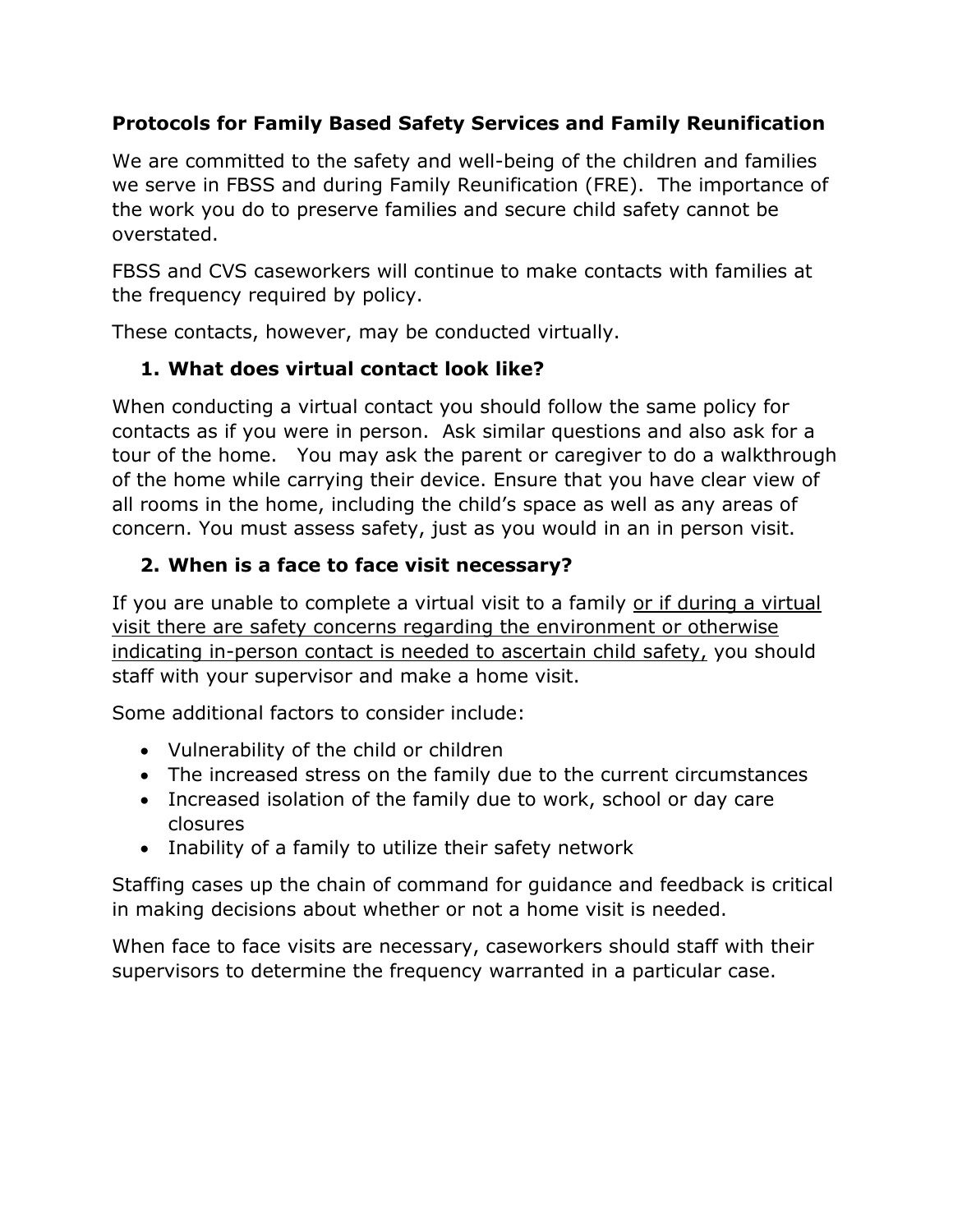**Protocols for Family Based Safety Services and Family Reunification**

We are committed to the safety and well-being of the children and families we serve in FBSS and during Family Reunification (FRE). The importance of the work you do to preserve families and secure child safety cannot be overstated.

FBSS and CVS caseworkers will continue to make contacts with families at the frequency required by policy.

These contacts, however, may be conducted virtually.

1. **What does virtual contact look like?**

When conducting a virtual contact you should follow the same policy for contacts as if you were in person. Ask similar questions and also ask for a tour of the home. You may ask the parent or caregiver to do a walkthrough of the home while carrying their device. Ensure that you have clear view of all rooms in the home, including the child's space as well as any areas of concern. You must assess safety, just as you would in an in person visit.

2. **When is a face to face visit necessary?**

If you are unable to complete a virtual visit to a family <u>or if during a virtual visit there are safety concerns regarding the environment or otherwise indicating in-person contact is needed to ascertain child safety,</u> you should staff with your supervisor and make a home visit.

Some additional factors to consider include:

- Vulnerability of the child or children
- The increased stress on the family due to the current circumstances
- Increased isolation of the family due to work, school or day care closures
- Inability of a family to utilize their safety network

Staffing cases up the chain of command for guidance and feedback is critical in making decisions about whether or not a home visit is needed.

When face to face visits are necessary, caseworkers should staff with their supervisors to determine the frequency warranted in a particular case.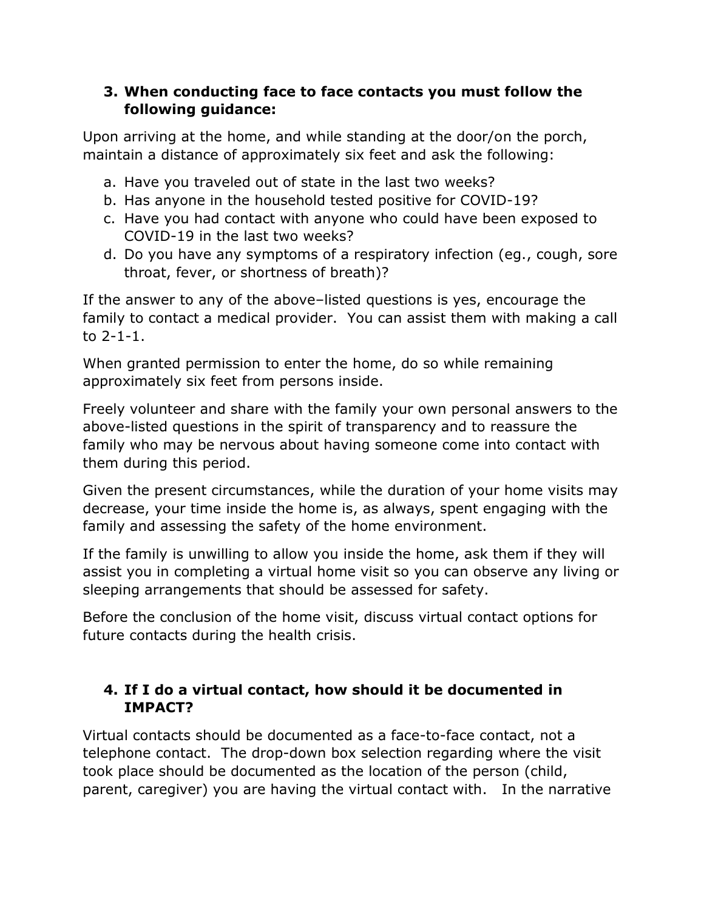### 3. When conducting face to face contacts you must follow the following guidance:

Upon arriving at the home, and while standing at the door/on the porch, maintain a distance of approximately six feet and ask the following:

a. Have you traveled out of state in the last two weeks?
b. Has anyone in the household tested positive for COVID-19?
c. Have you had contact with anyone who could have been exposed to COVID-19 in the last two weeks?
d. Do you have any symptoms of a respiratory infection (eg., cough, sore throat, fever, or shortness of breath)?

If the answer to any of the above–listed questions is yes, encourage the family to contact a medical provider. You can assist them with making a call to 2-1-1.

When granted permission to enter the home, do so while remaining approximately six feet from persons inside.

Freely volunteer and share with the family your own personal answers to the above-listed questions in the spirit of transparency and to reassure the family who may be nervous about having someone come into contact with them during this period.

Given the present circumstances, while the duration of your home visits may decrease, your time inside the home is, as always, spent engaging with the family and assessing the safety of the home environment.

If the family is unwilling to allow you inside the home, ask them if they will assist you in completing a virtual home visit so you can observe any living or sleeping arrangements that should be assessed for safety.

Before the conclusion of the home visit, discuss virtual contact options for future contacts during the health crisis.

### 4. If I do a virtual contact, how should it be documented in IMPACT?

Virtual contacts should be documented as a face-to-face contact, not a telephone contact. The drop-down box selection regarding where the visit took place should be documented as the location of the person (child, parent, caregiver) you are having the virtual contact with. In the narrative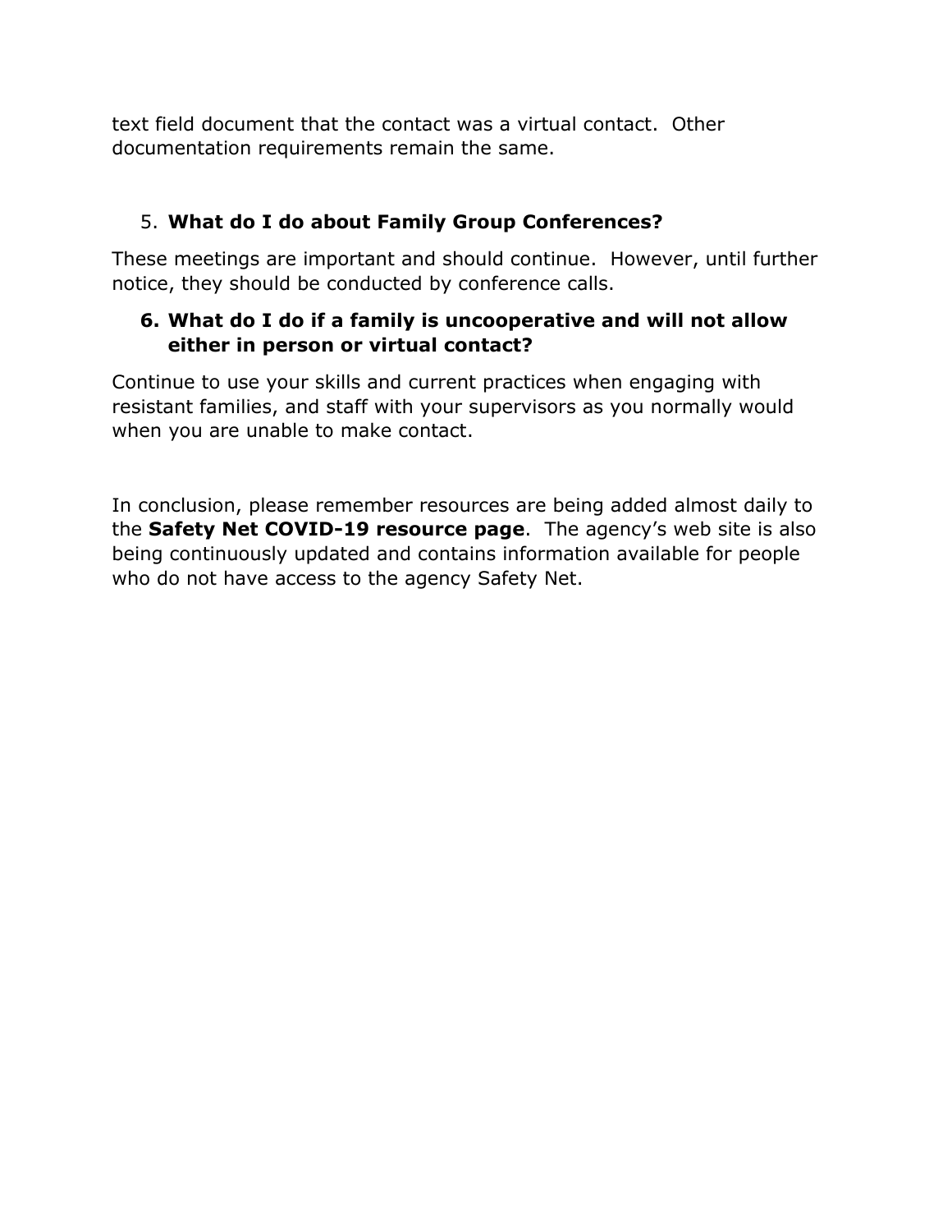text field document that the contact was a virtual contact. Other documentation requirements remain the same.

5. **What do I do about Family Group Conferences?**

These meetings are important and should continue. However, until further notice, they should be conducted by conference calls.

6. **What do I do if a family is uncooperative and will not allow either in person or virtual contact?**

Continue to use your skills and current practices when engaging with resistant families, and staff with your supervisors as you normally would when you are unable to make contact.

In conclusion, please remember resources are being added almost daily to the **Safety Net COVID-19 resource page**. The agency's web site is also being continuously updated and contains information available for people who do not have access to the agency Safety Net.